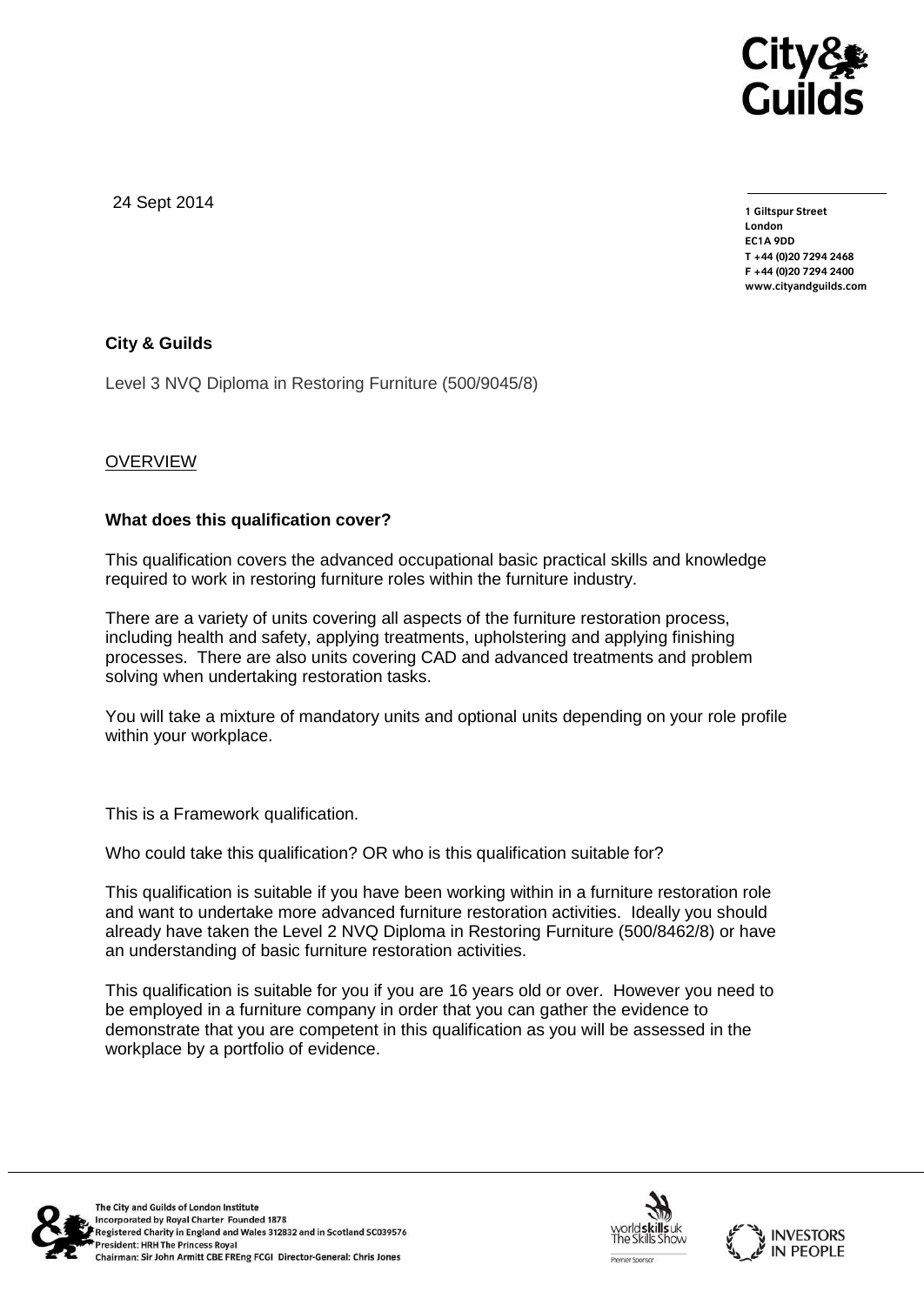24 Sept 2014

**1 Giltspur Street**
**London**
**EC1A 9DD**
**T +44 (0)20 7294 2468**
**F +44 (0)20 7294 2400**
**www.cityandguilds.com**

**City & Guilds**

Level 3 NVQ Diploma in Restoring Furniture (500/9045/8)

OVERVIEW

**What does this qualification cover?**

This qualification covers the advanced occupational basic practical skills and knowledge required to work in restoring furniture roles within the furniture industry.

There are a variety of units covering all aspects of the furniture restoration process, including health and safety, applying treatments, upholstering and applying finishing processes. There are also units covering CAD and advanced treatments and problem solving when undertaking restoration tasks.

You will take a mixture of mandatory units and optional units depending on your role profile within your workplace.

This is a Framework qualification.

Who could take this qualification? OR who is this qualification suitable for?

This qualification is suitable if you have been working within in a furniture restoration role and want to undertake more advanced furniture restoration activities. Ideally you should already have taken the Level 2 NVQ Diploma in Restoring Furniture (500/8462/8) or have an understanding of basic furniture restoration activities.

This qualification is suitable for you if you are 16 years old or over. However you need to be employed in a furniture company in order that you can gather the evidence to demonstrate that you are competent in this qualification as you will be assessed in the workplace by a portfolio of evidence.

The City and Guilds of London Institute
Incorporated by Royal Charter Founded 1878
Registered Charity in England and Wales 312832 and in Scotland SC039576
President: HRH The Princess Royal
Chairman: Sir John Armitt CBE FREng FCGI Director-General: Chris Jones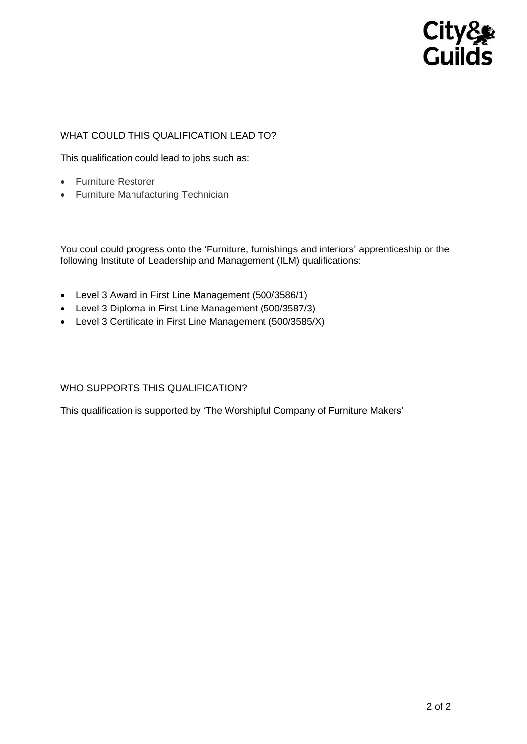## WHAT COULD THIS QUALIFICATION LEAD TO?

This qualification could lead to jobs such as:

- Furniture Restorer
- Furniture Manufacturing Technician

You coul could progress onto the 'Furniture, furnishings and interiors' apprenticeship or the following Institute of Leadership and Management (ILM) qualifications:

- Level 3 Award in First Line Management (500/3586/1)
- Level 3 Diploma in First Line Management (500/3587/3)
- Level 3 Certificate in First Line Management (500/3585/X)

## WHO SUPPORTS THIS QUALIFICATION?

This qualification is supported by 'The Worshipful Company of Furniture Makers'